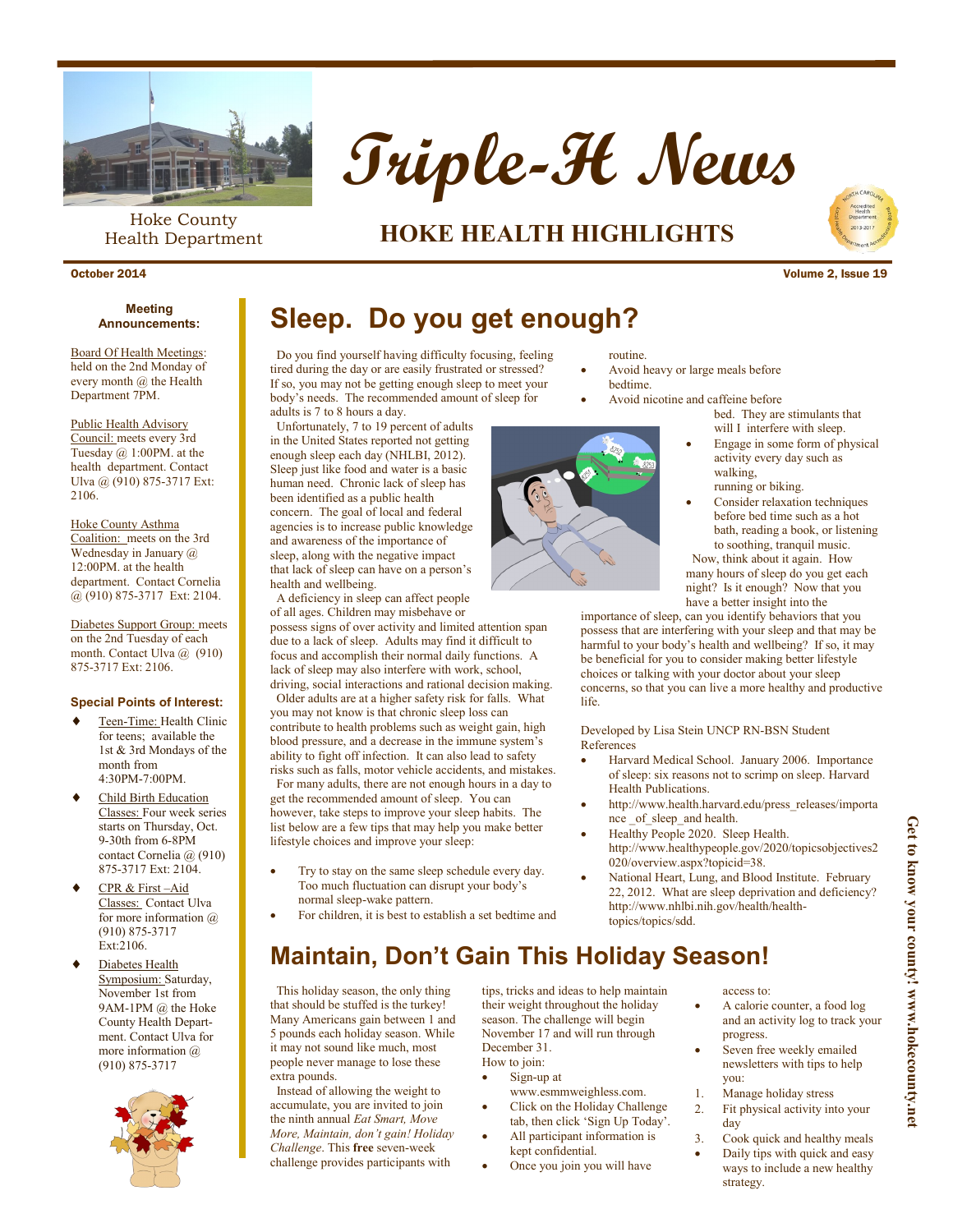# Triple-H News

Hoke County Health Department

## HOKE HEALTH HIGHLIGHTS

October 2014 — Volume 2, Issue 19

### Meeting Announcements:

Board Of Health Meetings: held on the 2nd Monday of every month @ the Health Department 7PM.

Public Health Advisory Council: meets every 3rd Tuesday @ 1:00PM. at the health department. Contact Ulva @ (910) 875-3717 Ext: 2106.

Hoke County Asthma Coalition: meets on the 3rd Wednesday in January @ 12:00PM. at the health department. Contact Cornelia @ (910) 875-3717 Ext: 2104.

Diabetes Support Group: meets on the 2nd Tuesday of each month. Contact Ulva @ (910) 875-3717 Ext: 2106.

### Special Points of Interest:

- Teen-Time: Health Clinic for teens; available the 1st & 3rd Mondays of the month from 4:30PM-7:00PM.
- Child Birth Education Classes: Four week series starts on Thursday, Oct. 9-30th from 6-8PM contact Cornelia @ (910) 875-3717 Ext: 2104.
- CPR & First –Aid Classes: Contact Ulva for more information @ (910) 875-3717 Ext:2106.
- Diabetes Health Symposium: Saturday, November 1st from 9AM-1PM @ the Hoke County Health Department. Contact Ulva for more information @ (910) 875-3717

## Sleep. Do you get enough?

Do you find yourself having difficulty focusing, feeling tired during the day or are easily frustrated or stressed? If so, you may not be getting enough sleep to meet your body's needs. The recommended amount of sleep for adults is 7 to 8 hours a day.

Unfortunately, 7 to 19 percent of adults in the United States reported not getting enough sleep each day (NHLBI, 2012). Sleep just like food and water is a basic human need. Chronic lack of sleep has been identified as a public health concern. The goal of local and federal agencies is to increase public knowledge and awareness of the importance of sleep, along with the negative impact that lack of sleep can have on a person's health and wellbeing.

A deficiency in sleep can affect people of all ages. Children may misbehave or possess signs of over activity and limited attention span due to a lack of sleep. Adults may find it difficult to focus and accomplish their normal daily functions. A lack of sleep may also interfere with work, school, driving, social interactions and rational decision making.

Older adults are at a higher safety risk for falls. What you may not know is that chronic sleep loss can contribute to health problems such as weight gain, high blood pressure, and a decrease in the immune system's ability to fight off infection. It can also lead to safety risks such as falls, motor vehicle accidents, and mistakes.

For many adults, there are not enough hours in a day to get the recommended amount of sleep. You can however, take steps to improve your sleep habits. The list below are a few tips that may help you make better lifestyle choices and improve your sleep:

- Try to stay on the same sleep schedule every day. Too much fluctuation can disrupt your body's normal sleep-wake pattern.
- For children, it is best to establish a set bedtime and routine.
- Avoid heavy or large meals before bedtime.
- Avoid nicotine and caffeine before bed. They are stimulants that will I interfere with sleep.
- Engage in some form of physical activity every day such as walking, running or biking.
- Consider relaxation techniques before bed time such as a hot bath, reading a book, or listening to soothing, tranquil music.

Now, think about it again. How many hours of sleep do you get each night? Is it enough? Now that you have a better insight into the importance of sleep, can you identify behaviors that you possess that are interfering with your sleep and that may be harmful to your body's health and wellbeing? If so, it may be beneficial for you to consider making better lifestyle choices or talking with your doctor about your sleep concerns, so that you can live a more healthy and productive life.

Developed by Lisa Stein UNCP RN-BSN Student

References

- Harvard Medical School. January 2006. Importance of sleep: six reasons not to scrimp on sleep. Harvard Health Publications.
- http://www.health.harvard.edu/press_releases/importa nce _of_sleep_and health.
- Healthy People 2020. Sleep Health. http://www.healthypeople.gov/2020/topicsobjectives2020/overview.aspx?topicid=38.
- National Heart, Lung, and Blood Institute. February 22, 2012. What are sleep deprivation and deficiency? http://www.nhlbi.nih.gov/health/health-topics/topics/sdd.

## Maintain, Don't Gain This Holiday Season!

This holiday season, the only thing that should be stuffed is the turkey! Many Americans gain between 1 and 5 pounds each holiday season. While it may not sound like much, most people never manage to lose these extra pounds.

Instead of allowing the weight to accumulate, you are invited to join the ninth annual *Eat Smart, Move More, Maintain, don't gain! Holiday Challenge*. This **free** seven-week challenge provides participants with tips, tricks and ideas to help maintain their weight throughout the holiday season. The challenge will begin November 17 and will run through December 31.

How to join:

- Sign-up at www.esmmweighless.com.
- Click on the Holiday Challenge tab, then click 'Sign Up Today'.
- All participant information is kept confidential.
- Once you join you will have access to:
- A calorie counter, a food log and an activity log to track your progress.
- Seven free weekly emailed newsletters with tips to help you:

1. Manage holiday stress
2. Fit physical activity into your day
3. Cook quick and healthy meals

- Daily tips with quick and easy ways to include a new healthy strategy.

Get to know your county! www.hokecounty.net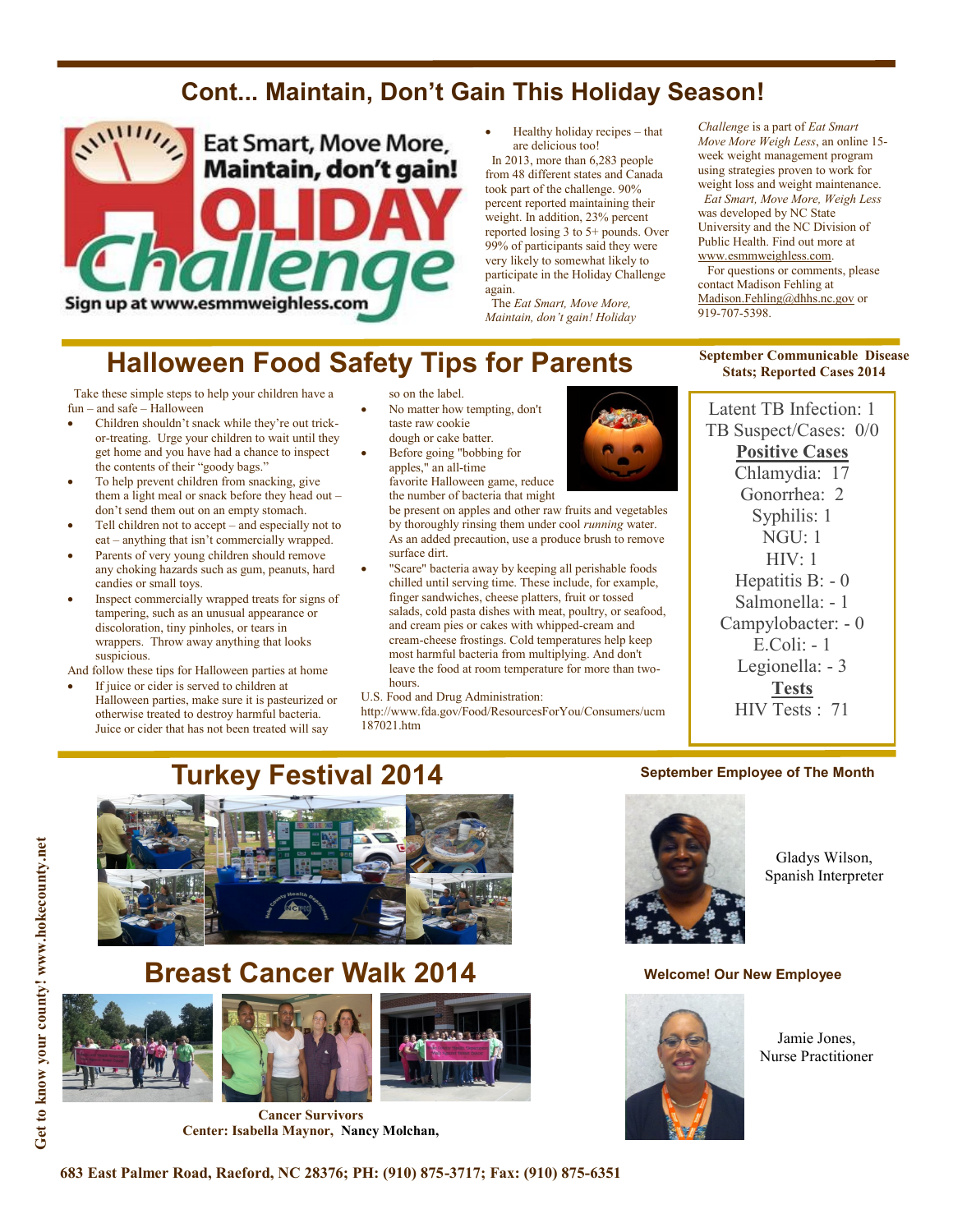## Cont... Maintain, Don't Gain This Holiday Season!

Eat Smart, Move More, Maintain, don't gain! HOLIDAY Challenge
Sign up at www.esmmweighless.com

- Healthy holiday recipes – that are delicious too!

In 2013, more than 6,283 people from 48 different states and Canada took part of the challenge. 90% percent reported maintaining their weight. In addition, 23% percent reported losing 3 to 5+ pounds. Over 99% of participants said they were very likely to somewhat likely to participate in the Holiday Challenge again.

The *Eat Smart, Move More, Maintain, don't gain! Holiday Challenge* is a part of *Eat Smart Move More Weigh Less*, an online 15-week weight management program using strategies proven to work for weight loss and weight maintenance. *Eat Smart, Move More, Weigh Less* was developed by NC State University and the NC Division of Public Health. Find out more at www.esmmweighless.com.

For questions or comments, please contact Madison Fehling at Madison.Fehling@dhhs.nc.gov or 919-707-5398.

## Halloween Food Safety Tips for Parents

Take these simple steps to help your children have a fun – and safe – Halloween

- Children shouldn't snack while they're out trick-or-treating. Urge your children to wait until they get home and you have had a chance to inspect the contents of their "goody bags."
- To help prevent children from snacking, give them a light meal or snack before they head out – don't send them out on an empty stomach.
- Tell children not to accept – and especially not to eat – anything that isn't commercially wrapped.
- Parents of very young children should remove any choking hazards such as gum, peanuts, hard candies or small toys.
- Inspect commercially wrapped treats for signs of tampering, such as an unusual appearance or discoloration, tiny pinholes, or tears in wrappers. Throw away anything that looks suspicious.

And follow these tips for Halloween parties at home

- If juice or cider is served to children at Halloween parties, make sure it is pasteurized or otherwise treated to destroy harmful bacteria. Juice or cider that has not been treated will say so on the label.
- No matter how tempting, don't taste raw cookie dough or cake batter.
- Before going "bobbing for apples," an all-time favorite Halloween game, reduce the number of bacteria that might be present on apples and other raw fruits and vegetables by thoroughly rinsing them under cool *running* water. As an added precaution, use a produce brush to remove surface dirt.
- "Scare" bacteria away by keeping all perishable foods chilled until serving time. These include, for example, finger sandwiches, cheese platters, fruit or tossed salads, cold pasta dishes with meat, poultry, or seafood, and cream pies or cakes with whipped-cream and cream-cheese frostings. Cold temperatures help keep most harmful bacteria from multiplying. And don't leave the food at room temperature for more than two-hours.

U.S. Food and Drug Administration: http://www.fda.gov/Food/ResourcesForYou/Consumers/ucm187021.htm

### September Communicable Disease Stats; Reported Cases 2014

Latent TB Infection: 1
TB Suspect/Cases: 0/0

**Positive Cases**

Chlamydia: 17
Gonorrhea: 2
Syphilis: 1
NGU: 1
HIV: 1
Hepatitis B: - 0
Salmonella: - 1
Campylobacter: - 0
E.Coli: - 1
Legionella: - 3

**Tests**

HIV Tests : 71

## Turkey Festival 2014

## Breast Cancer Walk 2014

**Cancer Survivors**
**Center: Isabella Maynor, Nancy Molchan,**

### September Employee of The Month

Gladys Wilson,
Spanish Interpreter

### Welcome! Our New Employee

Jamie Jones,
Nurse Practitioner

**Get to know your county! www.hokecounty.net**

**683 East Palmer Road, Raeford, NC 28376; PH: (910) 875-3717; Fax: (910) 875-6351**